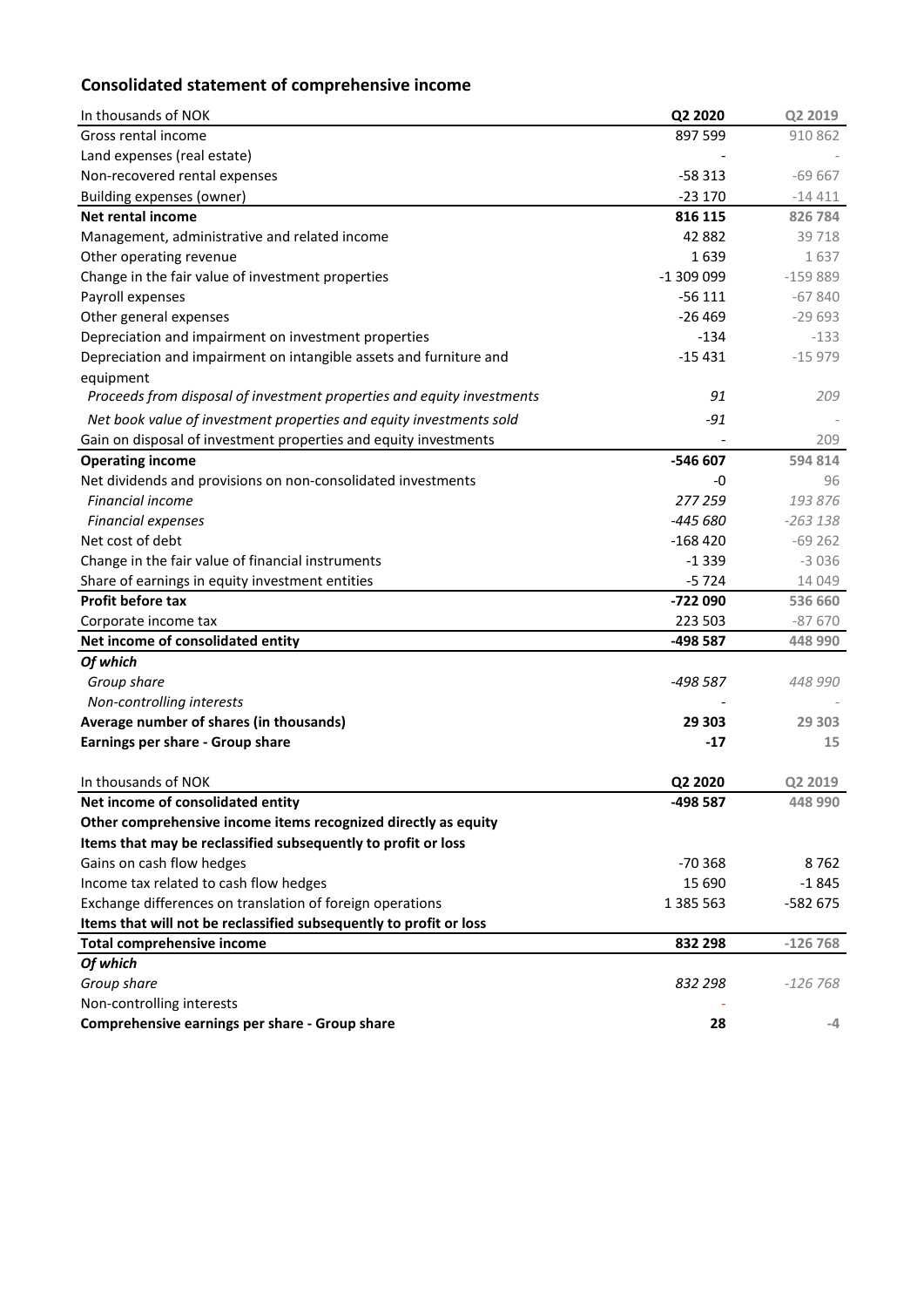## Consolidated statement of comprehensive income

| In thousands of NOK | Q2 2020 | Q2 2019 |
|---|---|---|
| Gross rental income | 897 599 | 910 862 |
| Land expenses (real estate) | - | - |
| Non-recovered rental expenses | -58 313 | -69 667 |
| Building expenses (owner) | -23 170 | -14 411 |
| **Net rental income** | **816 115** | **826 784** |
| Management, administrative and related income | 42 882 | 39 718 |
| Other operating revenue | 1 639 | 1 637 |
| Change in the fair value of investment properties | -1 309 099 | -159 889 |
| Payroll expenses | -56 111 | -67 840 |
| Other general expenses | -26 469 | -29 693 |
| Depreciation and impairment on investment properties | -134 | -133 |
| Depreciation and impairment on intangible assets and furniture and equipment | -15 431 | -15 979 |
| *Proceeds from disposal of investment properties and equity investments* | *91* | *209* |
| *Net book value of investment properties and equity investments sold* | *-91* | - |
| Gain on disposal of investment properties and equity investments | - | 209 |
| **Operating income** | **-546 607** | **594 814** |
| Net dividends and provisions on non-consolidated investments | -0 | 96 |
| *Financial income* | *277 259* | *193 876* |
| *Financial expenses* | *-445 680* | *-263 138* |
| Net cost of debt | -168 420 | -69 262 |
| Change in the fair value of financial instruments | -1 339 | -3 036 |
| Share of earnings in equity investment entities | -5 724 | 14 049 |
| **Profit before tax** | **-722 090** | **536 660** |
| Corporate income tax | 223 503 | -87 670 |
| **Net income of consolidated entity** | **-498 587** | **448 990** |
| ***Of which*** | | |
| *Group share* | *-498 587* | *448 990* |
| *Non-controlling interests* | - | - |
| **Average number of shares (in thousands)** | **29 303** | **29 303** |
| **Earnings per share - Group share** | **-17** | **15** |

| In thousands of NOK | Q2 2020 | Q2 2019 |
|---|---|---|
| **Net income of consolidated entity** | **-498 587** | **448 990** |
| **Other comprehensive income items recognized directly as equity** | | |
| **Items that may be reclassified subsequently to profit or loss** | | |
| Gains on cash flow hedges | -70 368 | 8 762 |
| Income tax related to cash flow hedges | 15 690 | -1 845 |
| Exchange differences on translation of foreign operations | 1 385 563 | -582 675 |
| **Items that will not be reclassified subsequently to profit or loss** | | |
| **Total comprehensive income** | **832 298** | **-126 768** |
| ***Of which*** | | |
| *Group share* | *832 298* | *-126 768* |
| Non-controlling interests | - | |
| **Comprehensive earnings per share - Group share** | **28** | **-4** |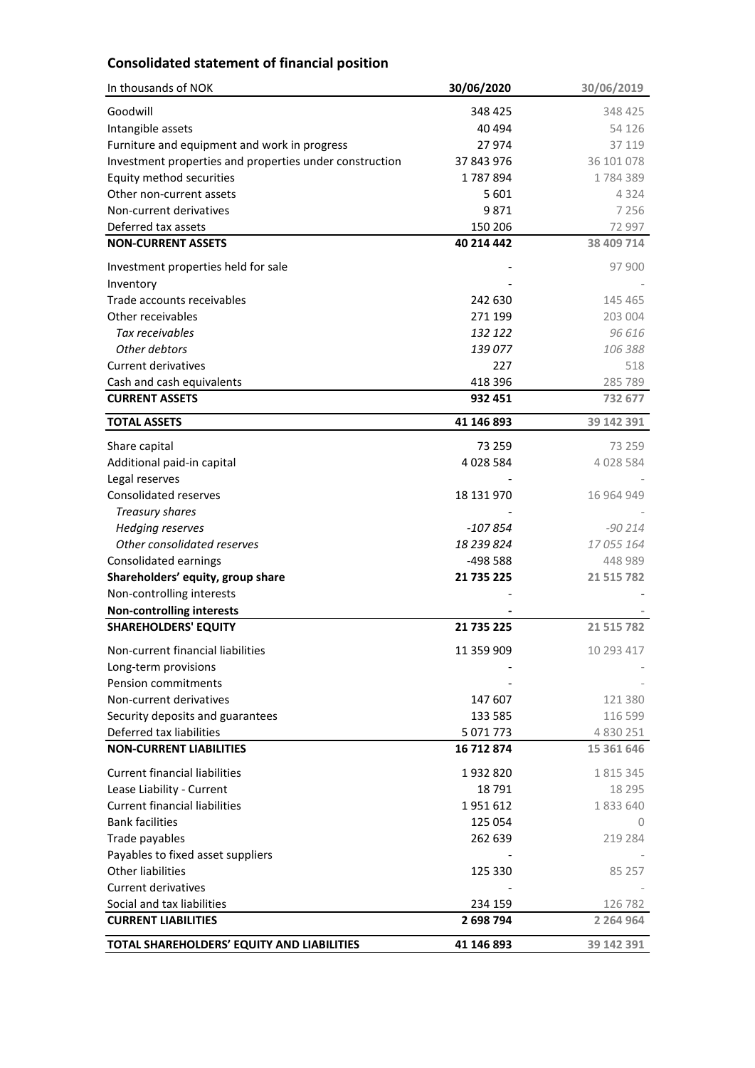## Consolidated statement of financial position

| In thousands of NOK | 30/06/2020 | 30/06/2019 |
|---|---|---|
| Goodwill | 348 425 | 348 425 |
| Intangible assets | 40 494 | 54 126 |
| Furniture and equipment and work in progress | 27 974 | 37 119 |
| Investment properties and properties under construction | 37 843 976 | 36 101 078 |
| Equity method securities | 1 787 894 | 1 784 389 |
| Other non-current assets | 5 601 | 4 324 |
| Non-current derivatives | 9 871 | 7 256 |
| Deferred tax assets | 150 206 | 72 997 |
| **NON-CURRENT ASSETS** | **40 214 442** | **38 409 714** |
| Investment properties held for sale | - | 97 900 |
| Inventory | - | - |
| Trade accounts receivables | 242 630 | 145 465 |
| Other receivables | 271 199 | 203 004 |
| *Tax receivables* | *132 122* | *96 616* |
| *Other debtors* | *139 077* | *106 388* |
| Current derivatives | 227 | 518 |
| Cash and cash equivalents | 418 396 | 285 789 |
| **CURRENT ASSETS** | **932 451** | **732 677** |
| **TOTAL ASSETS** | **41 146 893** | **39 142 391** |
| Share capital | 73 259 | 73 259 |
| Additional paid-in capital | 4 028 584 | 4 028 584 |
| Legal reserves | - | - |
| Consolidated reserves | 18 131 970 | 16 964 949 |
| *Treasury shares* | - | - |
| *Hedging reserves* | *-107 854* | *-90 214* |
| *Other consolidated reserves* | *18 239 824* | *17 055 164* |
| Consolidated earnings | -498 588 | 448 989 |
| **Shareholders' equity, group share** | **21 735 225** | **21 515 782** |
| Non-controlling interests | - | - |
| **Non-controlling interests** | **-** | **-** |
| **SHAREHOLDERS' EQUITY** | **21 735 225** | **21 515 782** |
| Non-current financial liabilities | 11 359 909 | 10 293 417 |
| Long-term provisions | - | - |
| Pension commitments | - | - |
| Non-current derivatives | 147 607 | 121 380 |
| Security deposits and guarantees | 133 585 | 116 599 |
| Deferred tax liabilities | 5 071 773 | 4 830 251 |
| **NON-CURRENT LIABILITIES** | **16 712 874** | **15 361 646** |
| Current financial liabilities | 1 932 820 | 1 815 345 |
| Lease Liability - Current | 18 791 | 18 295 |
| Current financial liabilities | 1 951 612 | 1 833 640 |
| Bank facilities | 125 054 | 0 |
| Trade payables | 262 639 | 219 284 |
| Payables to fixed asset suppliers | - | - |
| Other liabilities | 125 330 | 85 257 |
| Current derivatives | - | - |
| Social and tax liabilities | 234 159 | 126 782 |
| **CURRENT LIABILITIES** | **2 698 794** | **2 264 964** |
| **TOTAL SHAREHOLDERS' EQUITY AND LIABILITIES** | **41 146 893** | **39 142 391** |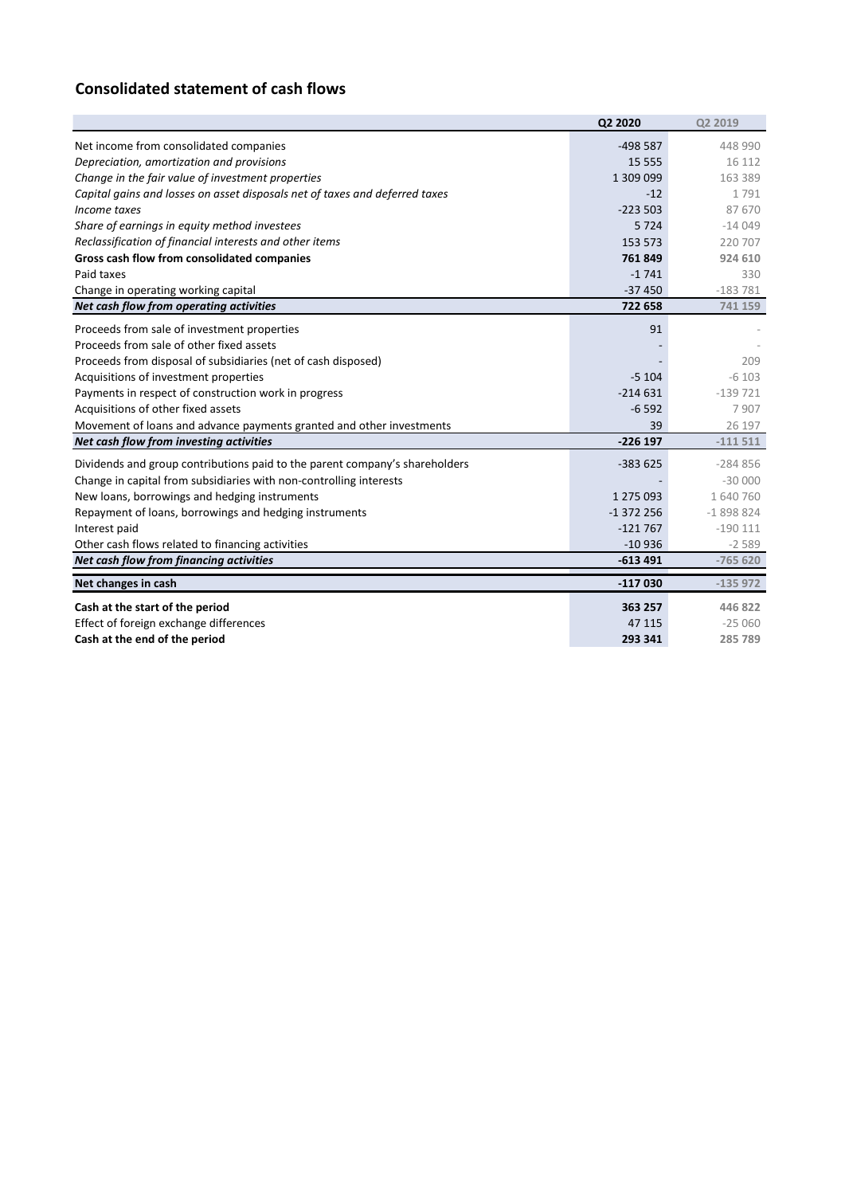## Consolidated statement of cash flows

| | Q2 2020 | Q2 2019 |
|---|---|---|
| Net income from consolidated companies | -498 587 | 448 990 |
| *Depreciation, amortization and provisions* | 15 555 | 16 112 |
| *Change in the fair value of investment properties* | 1 309 099 | 163 389 |
| *Capital gains and losses on asset disposals net of taxes and deferred taxes* | -12 | 1 791 |
| *Income taxes* | -223 503 | 87 670 |
| *Share of earnings in equity method investees* | 5 724 | -14 049 |
| *Reclassification of financial interests and other items* | 153 573 | 220 707 |
| **Gross cash flow from consolidated companies** | **761 849** | **924 610** |
| Paid taxes | -1 741 | 330 |
| Change in operating working capital | -37 450 | -183 781 |
| ***Net cash flow from operating activities*** | **722 658** | **741 159** |
| Proceeds from sale of investment properties | 91 | - |
| Proceeds from sale of other fixed assets | - | - |
| Proceeds from disposal of subsidiaries (net of cash disposed) | - | 209 |
| Acquisitions of investment properties | -5 104 | -6 103 |
| Payments in respect of construction work in progress | -214 631 | -139 721 |
| Acquisitions of other fixed assets | -6 592 | 7 907 |
| Movement of loans and advance payments granted and other investments | 39 | 26 197 |
| ***Net cash flow from investing activities*** | **-226 197** | **-111 511** |
| Dividends and group contributions paid to the parent company's shareholders | -383 625 | -284 856 |
| Change in capital from subsidiaries with non-controlling interests | - | -30 000 |
| New loans, borrowings and hedging instruments | 1 275 093 | 1 640 760 |
| Repayment of loans, borrowings and hedging instruments | -1 372 256 | -1 898 824 |
| Interest paid | -121 767 | -190 111 |
| Other cash flows related to financing activities | -10 936 | -2 589 |
| ***Net cash flow from financing activities*** | **-613 491** | **-765 620** |
| **Net changes in cash** | **-117 030** | **-135 972** |
| **Cash at the start of the period** | **363 257** | **446 822** |
| Effect of foreign exchange differences | 47 115 | -25 060 |
| **Cash at the end of the period** | **293 341** | **285 789** |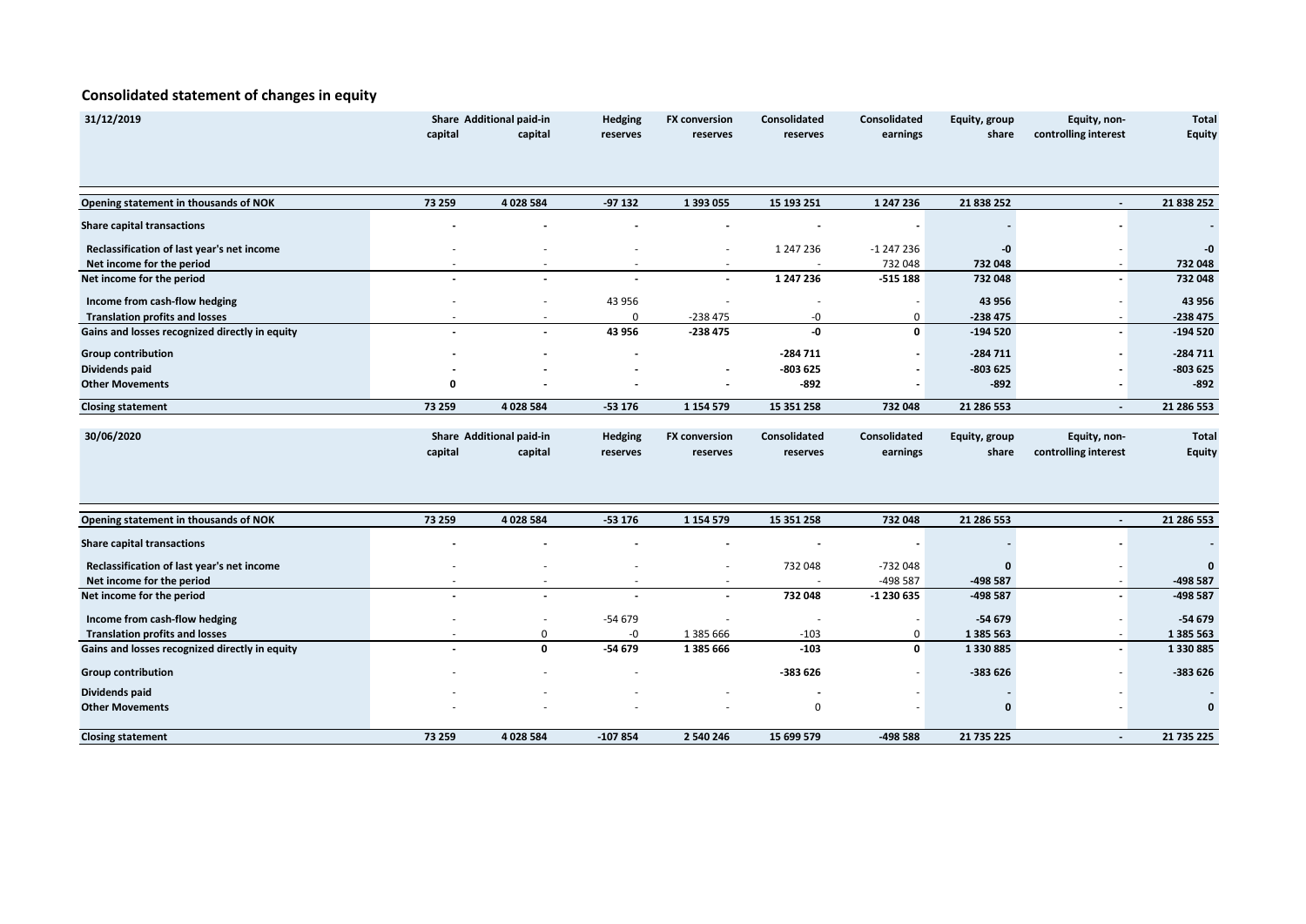## Consolidated statement of changes in equity

| 31/12/2019 | Share capital | Additional paid-in capital | Hedging reserves | FX conversion reserves | Consolidated reserves | Consolidated earnings | Equity, group share | Equity, non-controlling interest | Total Equity |
|---|---|---|---|---|---|---|---|---|---|
| **Opening statement in thousands of NOK** | **73 259** | **4 028 584** | **-97 132** | **1 393 055** | **15 193 251** | **1 247 236** | **21 838 252** | **-** | **21 838 252** |
| **Share capital transactions** | **-** | **-** | **-** | **-** | **-** | **-** | **-** | **-** | **-** |
| **Reclassification of last year's net income** | - | - | - | - | 1 247 236 | -1 247 236 | **-0** | - | **-0** |
| **Net income for the period** | - | - | - | - | - | 732 048 | **732 048** | - | **732 048** |
| **Net income for the period** | **-** | **-** | **-** | **-** | **1 247 236** | **-515 188** | **732 048** | **-** | **732 048** |
| **Income from cash-flow hedging** | - | - | 43 956 | - | - | - | **43 956** | - | **43 956** |
| **Translation profits and losses** | - | - | 0 | -238 475 | -0 | 0 | **-238 475** | - | **-238 475** |
| **Gains and losses recognized directly in equity** | **-** | **-** | **43 956** | **-238 475** | **-0** | **0** | **-194 520** | **-** | **-194 520** |
| **Group contribution** | **-** | **-** | **-** | | **-284 711** | **-** | **-284 711** | **-** | **-284 711** |
| **Dividends paid** | **-** | **-** | **-** | **-** | **-803 625** | **-** | **-803 625** | **-** | **-803 625** |
| **Other Movements** | **0** | **-** | **-** | **-** | **-892** | **-** | **-892** | **-** | **-892** |
| **Closing statement** | **73 259** | **4 028 584** | **-53 176** | **1 154 579** | **15 351 258** | **732 048** | **21 286 553** | **-** | **21 286 553** |

| 30/06/2020 | Share capital | Additional paid-in capital | Hedging reserves | FX conversion reserves | Consolidated reserves | Consolidated earnings | Equity, group share | Equity, non-controlling interest | Total Equity |
|---|---|---|---|---|---|---|---|---|---|
| **Opening statement in thousands of NOK** | **73 259** | **4 028 584** | **-53 176** | **1 154 579** | **15 351 258** | **732 048** | **21 286 553** | **-** | **21 286 553** |
| **Share capital transactions** | **-** | **-** | **-** | **-** | **-** | **-** | **-** | **-** | **-** |
| **Reclassification of last year's net income** | - | - | - | - | 732 048 | -732 048 | **0** | - | **0** |
| **Net income for the period** | - | - | - | - | - | -498 587 | **-498 587** | - | **-498 587** |
| **Net income for the period** | **-** | **-** | **-** | **-** | **732 048** | **-1 230 635** | **-498 587** | **-** | **-498 587** |
| **Income from cash-flow hedging** | - | - | -54 679 | - | - | - | **-54 679** | - | **-54 679** |
| **Translation profits and losses** | - | 0 | -0 | 1 385 666 | -103 | 0 | **1 385 563** | - | **1 385 563** |
| **Gains and losses recognized directly in equity** | **-** | **0** | **-54 679** | **1 385 666** | **-103** | **0** | **1 330 885** | **-** | **1 330 885** |
| **Group contribution** | - | - | - | | **-383 626** | - | **-383 626** | - | **-383 626** |
| **Dividends paid** | - | - | - | - | **-** | - | **-** | - | **-** |
| **Other Movements** | - | - | - | - | 0 | - | **0** | - | **0** |
| **Closing statement** | **73 259** | **4 028 584** | **-107 854** | **2 540 246** | **15 699 579** | **-498 588** | **21 735 225** | **-** | **21 735 225** |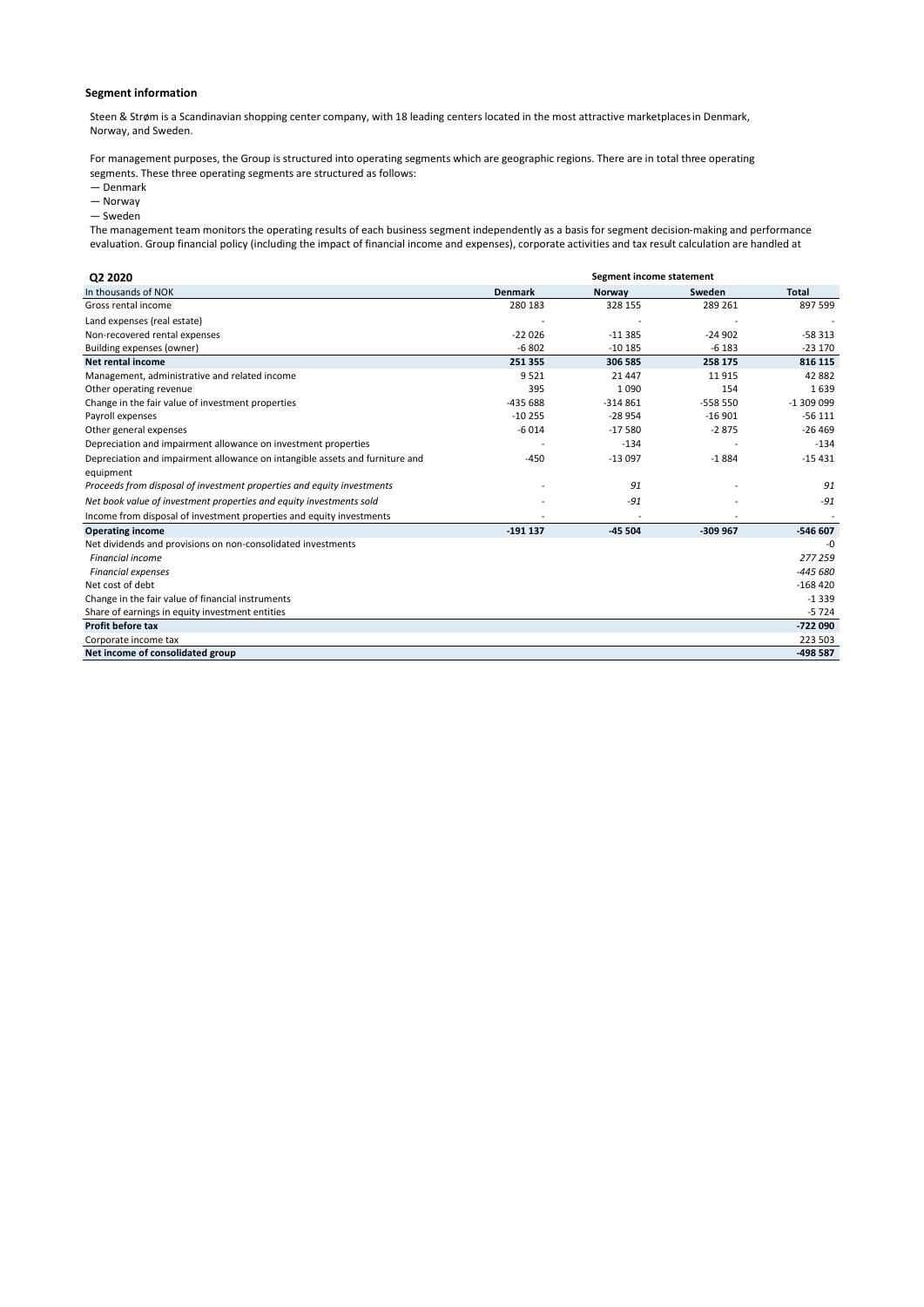### Segment information

Steen & Strøm is a Scandinavian shopping center company, with 18 leading centers located in the most attractive marketplaces in Denmark, Norway, and Sweden.

For management purposes, the Group is structured into operating segments which are geographic regions. There are in total three operating segments. These three operating segments are structured as follows:

— Denmark
— Norway
— Sweden

The management team monitors the operating results of each business segment independently as a basis for segment decision-making and performance evaluation. Group financial policy (including the impact of financial income and expenses), corporate activities and tax result calculation are handled at

| Q2 2020 | Segment income statement | | | |
|---|---|---|---|---|
| In thousands of NOK | Denmark | Norway | Sweden | Total |
| Gross rental income | 280 183 | 328 155 | 289 261 | 897 599 |
| Land expenses (real estate) | - | - | - | - |
| Non-recovered rental expenses | -22 026 | -11 385 | -24 902 | -58 313 |
| Building expenses (owner) | -6 802 | -10 185 | -6 183 | -23 170 |
| **Net rental income** | **251 355** | **306 585** | **258 175** | **816 115** |
| Management, administrative and related income | 9 521 | 21 447 | 11 915 | 42 882 |
| Other operating revenue | 395 | 1 090 | 154 | 1 639 |
| Change in the fair value of investment properties | -435 688 | -314 861 | -558 550 | -1 309 099 |
| Payroll expenses | -10 255 | -28 954 | -16 901 | -56 111 |
| Other general expenses | -6 014 | -17 580 | -2 875 | -26 469 |
| Depreciation and impairment allowance on investment properties | - | -134 | - | -134 |
| Depreciation and impairment allowance on intangible assets and furniture and equipment | -450 | -13 097 | -1 884 | -15 431 |
| *Proceeds from disposal of investment properties and equity investments* | - | *91* | - | *91* |
| *Net book value of investment properties and equity investments sold* | - | *-91* | - | *-91* |
| Income from disposal of investment properties and equity investments | - | - | - | - |
| **Operating income** | **-191 137** | **-45 504** | **-309 967** | **-546 607** |
| Net dividends and provisions on non-consolidated investments | | | | -0 |
| *Financial income* | | | | *277 259* |
| *Financial expenses* | | | | *-445 680* |
| Net cost of debt | | | | -168 420 |
| Change in the fair value of financial instruments | | | | -1 339 |
| Share of earnings in equity investment entities | | | | -5 724 |
| **Profit before tax** | | | | **-722 090** |
| Corporate income tax | | | | 223 503 |
| **Net income of consolidated group** | | | | **-498 587** |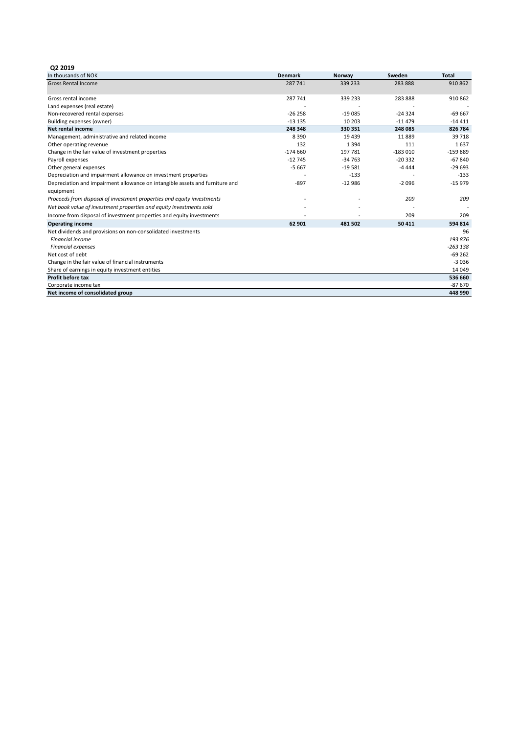**Q2 2019**

| In thousands of NOK | Denmark | Norway | Sweden | Total |
|---|---|---|---|---|
| Gross Rental Income | 287 741 | 339 233 | 283 888 | 910 862 |
| Gross rental income | 287 741 | 339 233 | 283 888 | 910 862 |
| Land expenses (real estate) | - | - | - | - |
| Non-recovered rental expenses | -26 258 | -19 085 | -24 324 | -69 667 |
| Building expenses (owner) | -13 135 | 10 203 | -11 479 | -14 411 |
| **Net rental income** | **248 348** | **330 351** | **248 085** | **826 784** |
| Management, administrative and related income | 8 390 | 19 439 | 11 889 | 39 718 |
| Other operating revenue | 132 | 1 394 | 111 | 1 637 |
| Change in the fair value of investment properties | -174 660 | 197 781 | -183 010 | -159 889 |
| Payroll expenses | -12 745 | -34 763 | -20 332 | -67 840 |
| Other general expenses | -5 667 | -19 581 | -4 444 | -29 693 |
| Depreciation and impairment allowance on investment properties | - | -133 | - | -133 |
| Depreciation and impairment allowance on intangible assets and furniture and equipment | -897 | -12 986 | -2 096 | -15 979 |
| *Proceeds from disposal of investment properties and equity investments* | - | - | *209* | *209* |
| *Net book value of investment properties and equity investments sold* | - | - | - | - |
| Income from disposal of investment properties and equity investments | - | - | 209 | 209 |
| **Operating income** | **62 901** | **481 502** | **50 411** | **594 814** |
| Net dividends and provisions on non-consolidated investments | | | | 96 |
| *Financial income* | | | | *193 876* |
| *Financial expenses* | | | | *-263 138* |
| Net cost of debt | | | | -69 262 |
| Change in the fair value of financial instruments | | | | -3 036 |
| Share of earnings in equity investment entities | | | | 14 049 |
| **Profit before tax** | | | | **536 660** |
| Corporate income tax | | | | -87 670 |
| **Net income of consolidated group** | | | | **448 990** |